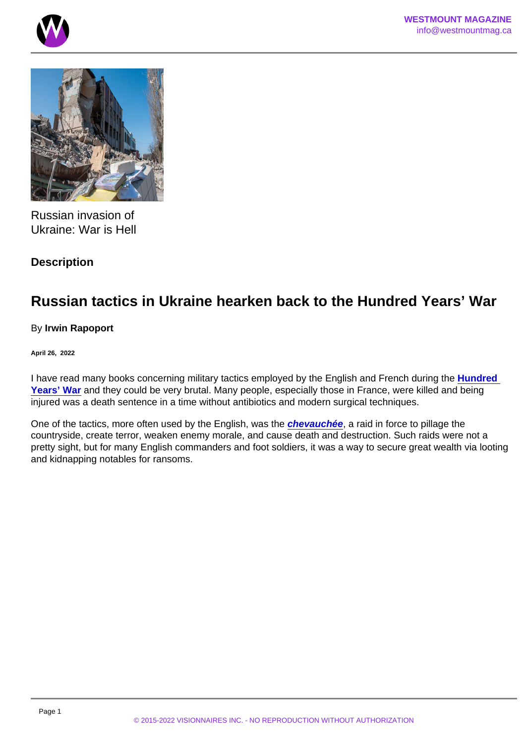Russian invasion of Ukraine: War is Hell

**Description**

# Russian tactics in Ukraine hearken back to the Hundred Years' War

By **Irwin Rapoport**

**April 26, 2022**

I have read many books concerning military tactics employed by the English and French during the **Hundred Years' War** and they could be very brutal. Many people, especially those in France, were killed and being injured was a death sentence in a time without antibiotics and modern surgical techniques.

One of the tactics, more often used by the English, was the ***chevauchée***, a raid in force to pillage the countryside, create terror, weaken enemy morale, and cause death and destruction. Such raids were not a pretty sight, but for many English commanders and foot soldiers, it was a way to secure great wealth via looting and kidnapping notables for ransoms.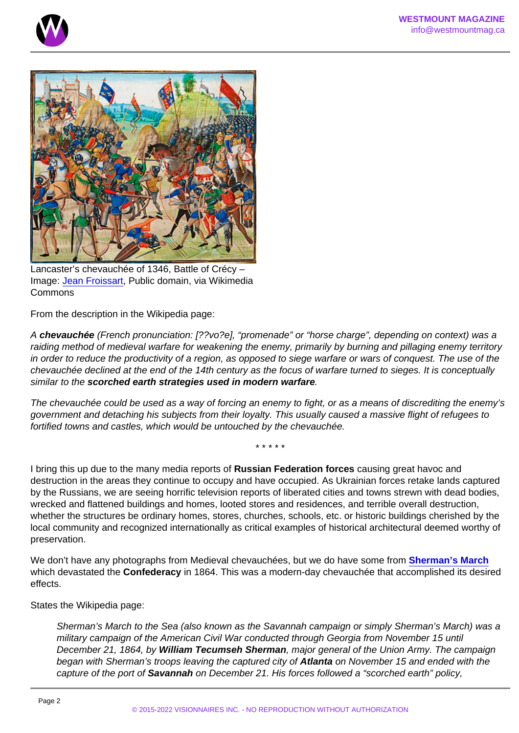Lancaster's chevauchée of 1346, Battle of Crécy – Image: Jean Froissart, Public domain, via Wikimedia Commons

From the description in the Wikipedia page:

*A **chevauchée** (French pronunciation: [??vo?e], "promenade" or "horse charge", depending on context) was a raiding method of medieval warfare for weakening the enemy, primarily by burning and pillaging enemy territory in order to reduce the productivity of a region, as opposed to siege warfare or wars of conquest. The use of the chevauchée declined at the end of the 14th century as the focus of warfare turned to sieges. It is conceptually similar to the **scorched earth strategies used in modern warfare**.*

*The chevauchée could be used as a way of forcing an enemy to fight, or as a means of discrediting the enemy's government and detaching his subjects from their loyalty. This usually caused a massive flight of refugees to fortified towns and castles, which would be untouched by the chevauchée.*

\* \* \* \* \*

I bring this up due to the many media reports of **Russian Federation forces** causing great havoc and destruction in the areas they continue to occupy and have occupied. As Ukrainian forces retake lands captured by the Russians, we are seeing horrific television reports of liberated cities and towns strewn with dead bodies, wrecked and flattened buildings and homes, looted stores and residences, and terrible overall destruction, whether the structures be ordinary homes, stores, churches, schools, etc. or historic buildings cherished by the local community and recognized internationally as critical examples of historical architectural deemed worthy of preservation.

We don't have any photographs from Medieval chevauchées, but we do have some from **Sherman's March** which devastated the **Confederacy** in 1864. This was a modern-day chevauchée that accomplished its desired effects.

States the Wikipedia page:

> *Sherman's March to the Sea (also known as the Savannah campaign or simply Sherman's March) was a military campaign of the American Civil War conducted through Georgia from November 15 until December 21, 1864, by **William Tecumseh Sherman**, major general of the Union Army. The campaign began with Sherman's troops leaving the captured city of **Atlanta** on November 15 and ended with the capture of the port of **Savannah** on December 21. His forces followed a "scorched earth" policy,*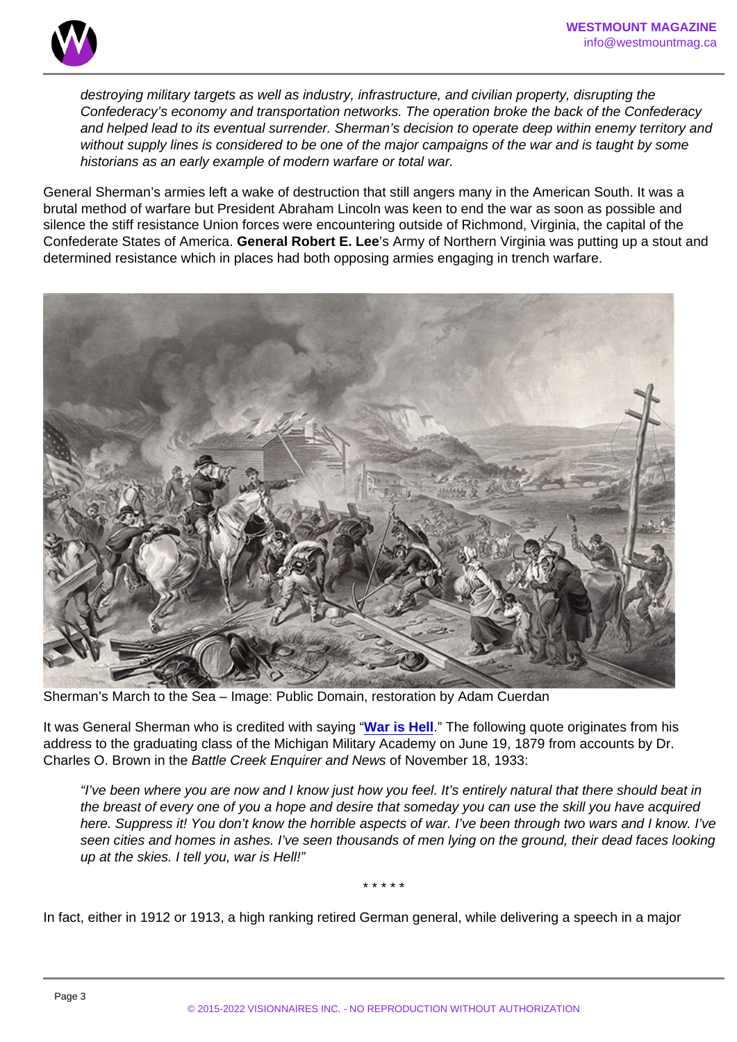> *destroying military targets as well as industry, infrastructure, and civilian property, disrupting the Confederacy's economy and transportation networks. The operation broke the back of the Confederacy and helped lead to its eventual surrender. Sherman's decision to operate deep within enemy territory and without supply lines is considered to be one of the major campaigns of the war and is taught by some historians as an early example of modern warfare or total war.*

General Sherman's armies left a wake of destruction that still angers many in the American South. It was a brutal method of warfare but President Abraham Lincoln was keen to end the war as soon as possible and silence the stiff resistance Union forces were encountering outside of Richmond, Virginia, the capital of the Confederate States of America. **General Robert E. Lee**'s Army of Northern Virginia was putting up a stout and determined resistance which in places had both opposing armies engaging in trench warfare.

Sherman's March to the Sea – Image: Public Domain, restoration by Adam Cuerdan

It was General Sherman who is credited with saying "**War is Hell**." The following quote originates from his address to the graduating class of the Michigan Military Academy on June 19, 1879 from accounts by Dr. Charles O. Brown in the *Battle Creek Enquirer and News* of November 18, 1933:

> *"I've been where you are now and I know just how you feel. It's entirely natural that there should beat in the breast of every one of you a hope and desire that someday you can use the skill you have acquired here. Suppress it! You don't know the horrible aspects of war. I've been through two wars and I know. I've seen cities and homes in ashes. I've seen thousands of men lying on the ground, their dead faces looking up at the skies. I tell you, war is Hell!"*

\* \* \* \* \*

In fact, either in 1912 or 1913, a high ranking retired German general, while delivering a speech in a major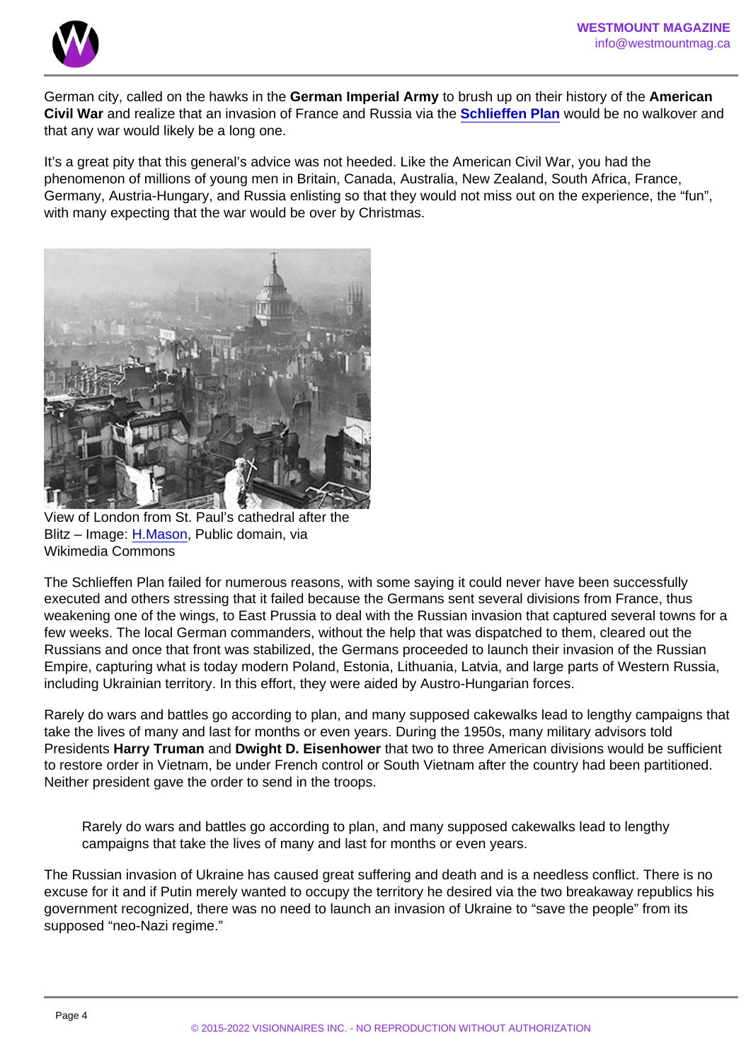German city, called on the hawks in the **German Imperial Army** to brush up on their history of the **American Civil War** and realize that an invasion of France and Russia via the **Schlieffen Plan** would be no walkover and that any war would likely be a long one.

It's a great pity that this general's advice was not heeded. Like the American Civil War, you had the phenomenon of millions of young men in Britain, Canada, Australia, New Zealand, South Africa, France, Germany, Austria-Hungary, and Russia enlisting so that they would not miss out on the experience, the "fun", with many expecting that the war would be over by Christmas.

View of London from St. Paul's cathedral after the Blitz – Image: H.Mason, Public domain, via Wikimedia Commons

The Schlieffen Plan failed for numerous reasons, with some saying it could never have been successfully executed and others stressing that it failed because the Germans sent several divisions from France, thus weakening one of the wings, to East Prussia to deal with the Russian invasion that captured several towns for a few weeks. The local German commanders, without the help that was dispatched to them, cleared out the Russians and once that front was stabilized, the Germans proceeded to launch their invasion of the Russian Empire, capturing what is today modern Poland, Estonia, Lithuania, Latvia, and large parts of Western Russia, including Ukrainian territory. In this effort, they were aided by Austro-Hungarian forces.

Rarely do wars and battles go according to plan, and many supposed cakewalks lead to lengthy campaigns that take the lives of many and last for months or even years. During the 1950s, many military advisors told Presidents **Harry Truman** and **Dwight D. Eisenhower** that two to three American divisions would be sufficient to restore order in Vietnam, be under French control or South Vietnam after the country had been partitioned. Neither president gave the order to send in the troops.

> Rarely do wars and battles go according to plan, and many supposed cakewalks lead to lengthy campaigns that take the lives of many and last for months or even years.

The Russian invasion of Ukraine has caused great suffering and death and is a needless conflict. There is no excuse for it and if Putin merely wanted to occupy the territory he desired via the two breakaway republics his government recognized, there was no need to launch an invasion of Ukraine to "save the people" from its supposed "neo-Nazi regime."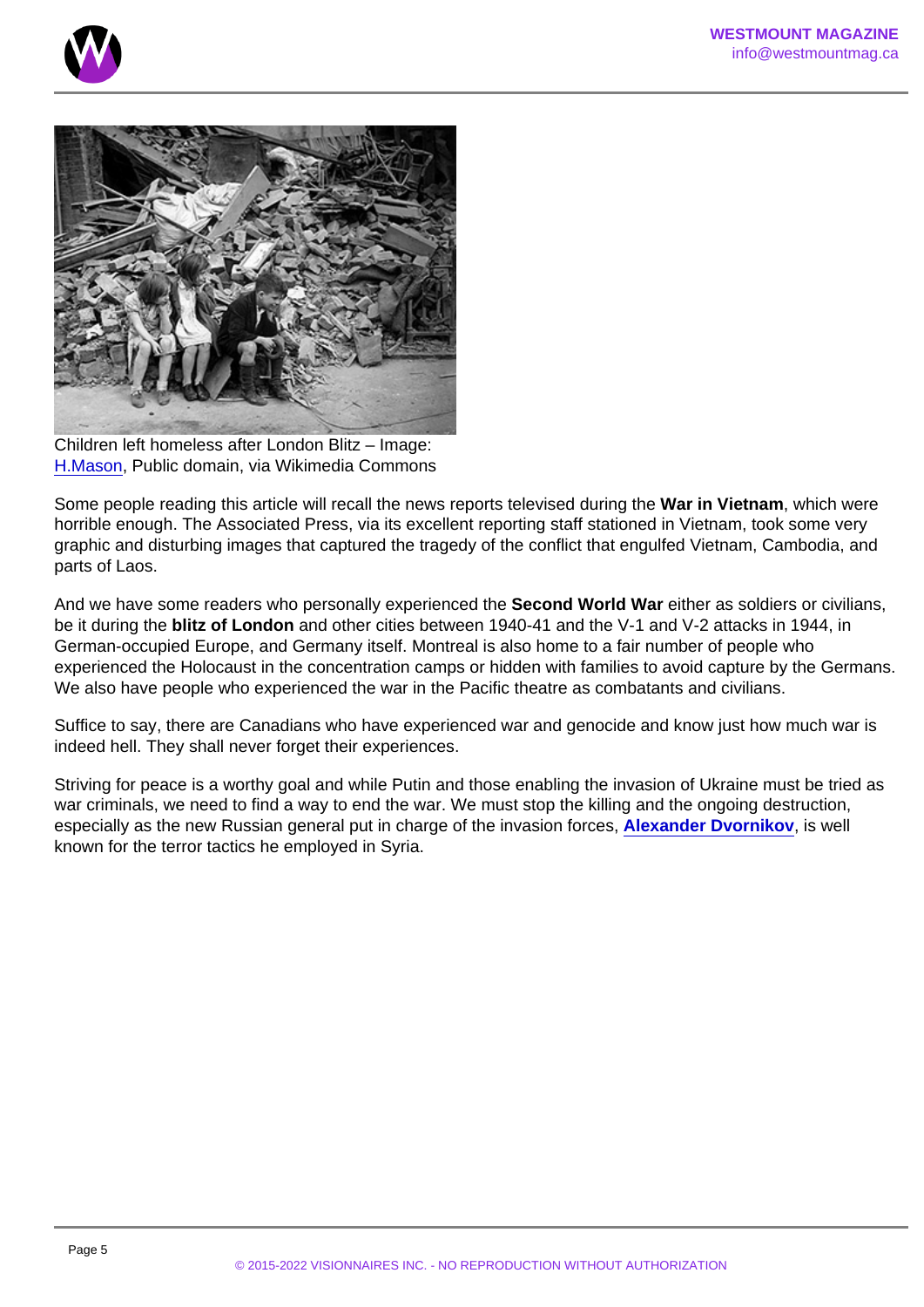Children left homeless after London Blitz – Image: H.Mason, Public domain, via Wikimedia Commons

Some people reading this article will recall the news reports televised during the **War in Vietnam**, which were horrible enough. The Associated Press, via its excellent reporting staff stationed in Vietnam, took some very graphic and disturbing images that captured the tragedy of the conflict that engulfed Vietnam, Cambodia, and parts of Laos.

And we have some readers who personally experienced the **Second World War** either as soldiers or civilians, be it during the **blitz of London** and other cities between 1940-41 and the V-1 and V-2 attacks in 1944, in German-occupied Europe, and Germany itself. Montreal is also home to a fair number of people who experienced the Holocaust in the concentration camps or hidden with families to avoid capture by the Germans. We also have people who experienced the war in the Pacific theatre as combatants and civilians.

Suffice to say, there are Canadians who have experienced war and genocide and know just how much war is indeed hell. They shall never forget their experiences.

Striving for peace is a worthy goal and while Putin and those enabling the invasion of Ukraine must be tried as war criminals, we need to find a way to end the war. We must stop the killing and the ongoing destruction, especially as the new Russian general put in charge of the invasion forces, **Alexander Dvornikov**, is well known for the terror tactics he employed in Syria.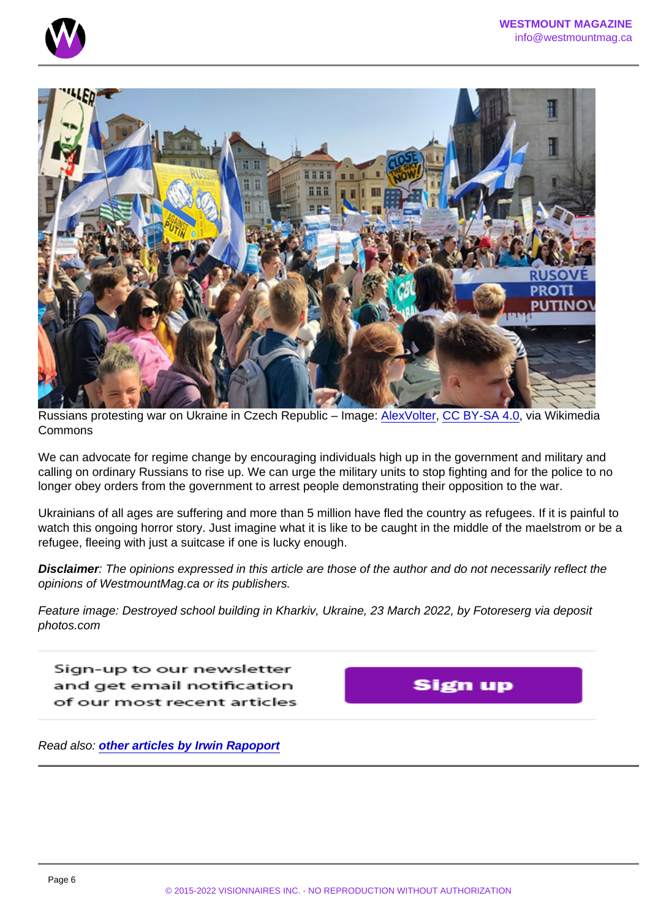Russians protesting war on Ukraine in Czech Republic – Image: AlexVolter, CC BY-SA 4.0, via Wikimedia Commons

We can advocate for regime change by encouraging individuals high up in the government and military and calling on ordinary Russians to rise up. We can urge the military units to stop fighting and for the police to no longer obey orders from the government to arrest people demonstrating their opposition to the war.

Ukrainians of all ages are suffering and more than 5 million have fled the country as refugees. If it is painful to watch this ongoing horror story. Just imagine what it is like to be caught in the middle of the maelstrom or be a refugee, fleeing with just a suitcase if one is lucky enough.

***Disclaimer****: The opinions expressed in this article are those of the author and do not necessarily reflect the opinions of WestmountMag.ca or its publishers.*

*Feature image: Destroyed school building in Kharkiv, Ukraine, 23 March 2022, by Fotoreserg via deposit photos.com*

Sign-up to our newsletter and get email notification of our most recent articles

Sign up

*Read also:* ***other articles by Irwin Rapoport***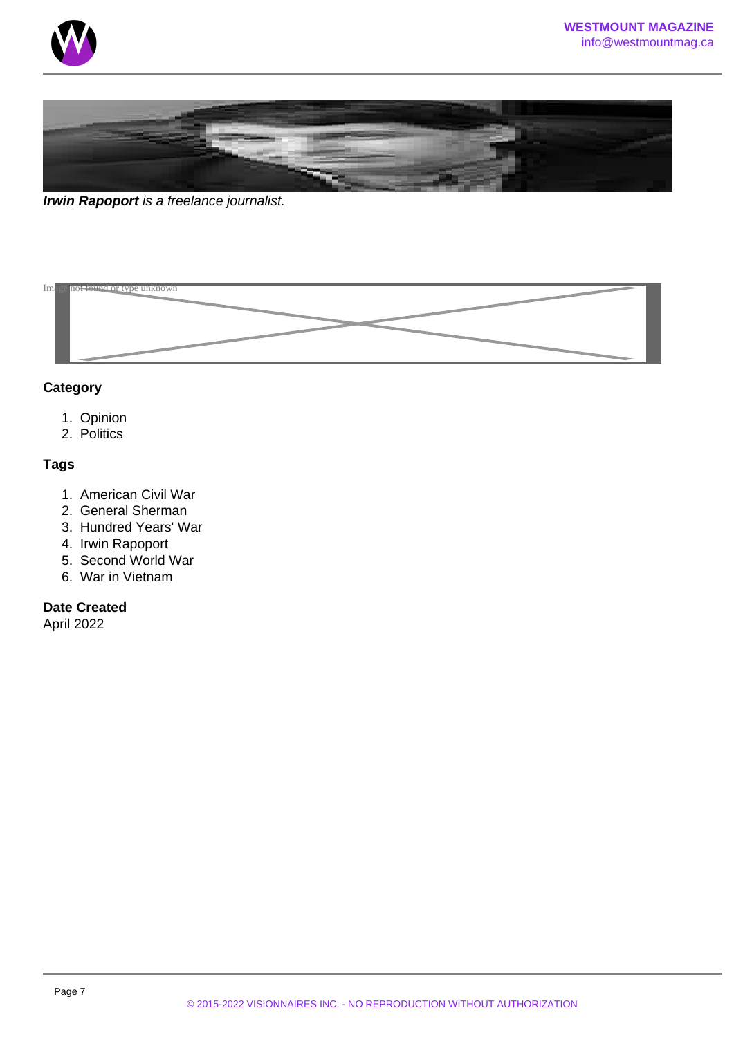***Irwin Rapoport** is a freelance journalist.*

Image not found or type unknown

**Category**

1. Opinion
2. Politics

**Tags**

1. American Civil War
2. General Sherman
3. Hundred Years' War
4. Irwin Rapoport
5. Second World War
6. War in Vietnam

**Date Created**
April 2022